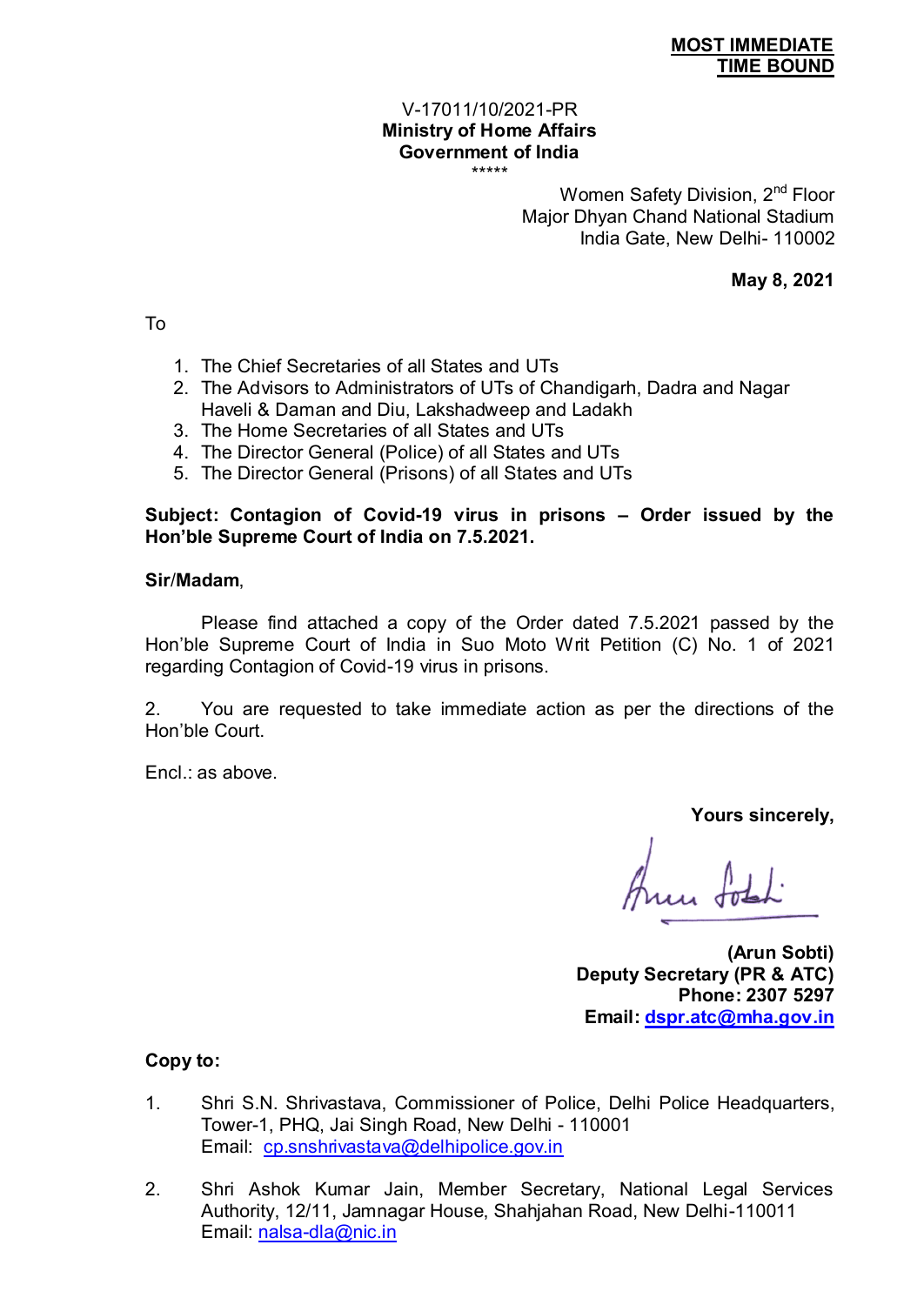**MOST IMMEDIATE**
**TIME BOUND**

V-17011/10/2021-PR
**Ministry of Home Affairs**
**Government of India**
\*\*\*\*\*

Women Safety Division, 2nd Floor
Major Dhyan Chand National Stadium
India Gate, New Delhi- 110002

**May 8, 2021**

To

1. The Chief Secretaries of all States and UTs
2. The Advisors to Administrators of UTs of Chandigarh, Dadra and Nagar Haveli & Daman and Diu, Lakshadweep and Ladakh
3. The Home Secretaries of all States and UTs
4. The Director General (Police) of all States and UTs
5. The Director General (Prisons) of all States and UTs

**Subject: Contagion of Covid-19 virus in prisons – Order issued by the Hon'ble Supreme Court of India on 7.5.2021.**

**Sir/Madam**,

Please find attached a copy of the Order dated 7.5.2021 passed by the Hon'ble Supreme Court of India in Suo Moto Writ Petition (C) No. 1 of 2021 regarding Contagion of Covid-19 virus in prisons.

2. You are requested to take immediate action as per the directions of the Hon'ble Court.

Encl.: as above.

**Yours sincerely,**

**(Arun Sobti)**
**Deputy Secretary (PR & ATC)**
**Phone: 2307 5297**
**Email: dspr.atc@mha.gov.in**

**Copy to:**

1. Shri S.N. Shrivastava, Commissioner of Police, Delhi Police Headquarters, Tower-1, PHQ, Jai Singh Road, New Delhi - 110001
   Email: cp.snshrivastava@delhipolice.gov.in

2. Shri Ashok Kumar Jain, Member Secretary, National Legal Services Authority, 12/11, Jamnagar House, Shahjahan Road, New Delhi-110011
   Email: nalsa-dla@nic.in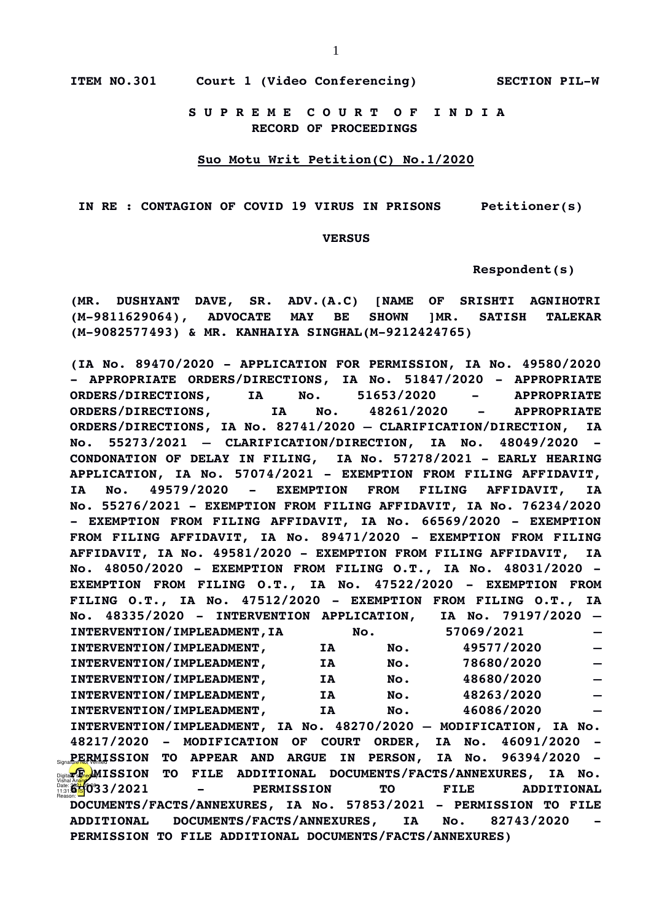ITEM NO.301 Court 1 (Video Conferencing) SECTION PIL-W

**S U P R E M E C O U R T O F I N D I A**
**RECORD OF PROCEEDINGS**

**Suo Motu Writ Petition(C) No.1/2020**

IN RE : CONTAGION OF COVID 19 VIRUS IN PRISONS Petitioner(s)

**VERSUS**

Respondent(s)

(MR. DUSHYANT DAVE, SR. ADV.(A.C) [NAME OF SRISHTI AGNIHOTRI (M-9811629064), ADVOCATE MAY BE SHOWN ]MR. SATISH TALEKAR (M-9082577493) & MR. KANHAIYA SINGHAL(M-9212424765)

(IA No. 89470/2020 - APPLICATION FOR PERMISSION, IA No. 49580/2020 - APPROPRIATE ORDERS/DIRECTIONS, IA No. 51847/2020 - APPROPRIATE ORDERS/DIRECTIONS, IA No. 51653/2020 - APPROPRIATE ORDERS/DIRECTIONS, IA No. 48261/2020 - APPROPRIATE ORDERS/DIRECTIONS, IA No. 82741/2020 – CLARIFICATION/DIRECTION, IA No. 55273/2021 – CLARIFICATION/DIRECTION, IA No. 48049/2020 - CONDONATION OF DELAY IN FILING, IA No. 57278/2021 - EARLY HEARING APPLICATION, IA No. 57074/2021 - EXEMPTION FROM FILING AFFIDAVIT, IA No. 49579/2020 - EXEMPTION FROM FILING AFFIDAVIT, IA No. 55276/2021 - EXEMPTION FROM FILING AFFIDAVIT, IA No. 76234/2020 - EXEMPTION FROM FILING AFFIDAVIT, IA No. 66569/2020 - EXEMPTION FROM FILING AFFIDAVIT, IA No. 89471/2020 - EXEMPTION FROM FILING AFFIDAVIT, IA No. 49581/2020 - EXEMPTION FROM FILING AFFIDAVIT, IA No. 48050/2020 - EXEMPTION FROM FILING O.T., IA No. 48031/2020 - EXEMPTION FROM FILING O.T., IA No. 47522/2020 - EXEMPTION FROM FILING O.T., IA No. 47512/2020 - EXEMPTION FROM FILING O.T., IA No. 48335/2020 - INTERVENTION APPLICATION, IA No. 79197/2020 – INTERVENTION/IMPLEADMENT, IA No. 57069/2021 – INTERVENTION/IMPLEADMENT, IA No. 49577/2020 – INTERVENTION/IMPLEADMENT, IA No. 78680/2020 – INTERVENTION/IMPLEADMENT, IA No. 48680/2020 – INTERVENTION/IMPLEADMENT, IA No. 48263/2020 – INTERVENTION/IMPLEADMENT, IA No. 46086/2020 – INTERVENTION/IMPLEADMENT, IA No. 48270/2020 – MODIFICATION, IA No. 48217/2020 - MODIFICATION OF COURT ORDER, IA No. 46091/2020 - PERMISSION TO APPEAR AND ARGUE IN PERSON, IA No. 96394/2020 - PERMISSION TO FILE ADDITIONAL DOCUMENTS/FACTS/ANNEXURES, IA No. 65033/2021 - PERMISSION TO FILE ADDITIONAL DOCUMENTS/FACTS/ANNEXURES, IA No. 57853/2021 - PERMISSION TO FILE ADDITIONAL DOCUMENTS/FACTS/ANNEXURES, IA No. 82743/2020 - PERMISSION TO FILE ADDITIONAL DOCUMENTS/FACTS/ANNEXURES)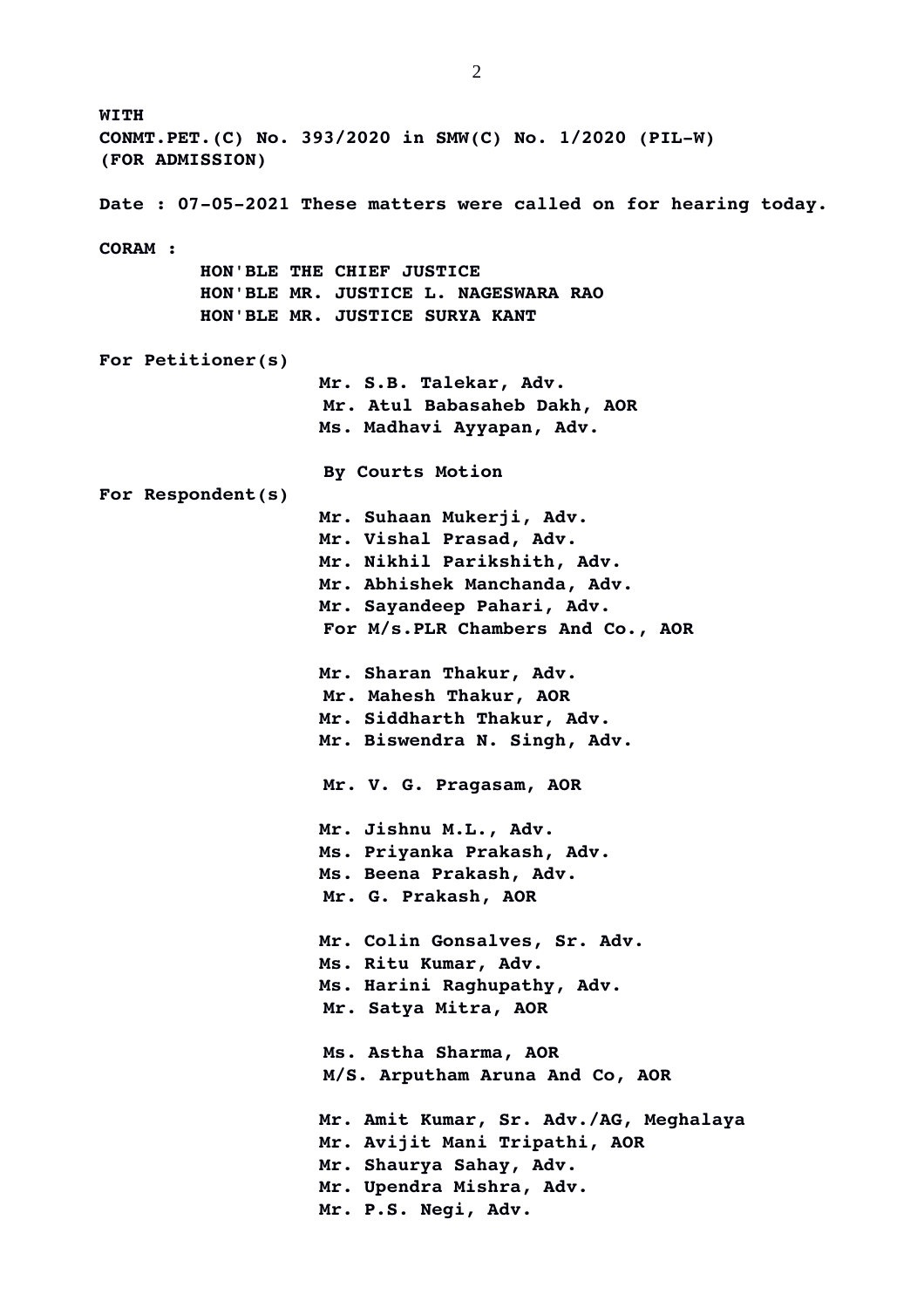**WITH**

**CONMT.PET.(C) No. 393/2020 in SMW(C) No. 1/2020 (PIL-W)**
**(FOR ADMISSION)**

**Date : 07-05-2021 These matters were called on for hearing today.**

**CORAM :**

**HON'BLE THE CHIEF JUSTICE**
**HON'BLE MR. JUSTICE L. NAGESWARA RAO**
**HON'BLE MR. JUSTICE SURYA KANT**

**For Petitioner(s)**

**Mr. S.B. Talekar, Adv.**
**Mr. Atul Babasaheb Dakh, AOR**
**Ms. Madhavi Ayyapan, Adv.**

**By Courts Motion**

**For Respondent(s)**

**Mr. Suhaan Mukerji, Adv.**
**Mr. Vishal Prasad, Adv.**
**Mr. Nikhil Parikshith, Adv.**
**Mr. Abhishek Manchanda, Adv.**
**Mr. Sayandeep Pahari, Adv.**
**For M/s.PLR Chambers And Co., AOR**

**Mr. Sharan Thakur, Adv.**
**Mr. Mahesh Thakur, AOR**
**Mr. Siddharth Thakur, Adv.**
**Mr. Biswendra N. Singh, Adv.**

**Mr. V. G. Pragasam, AOR**

**Mr. Jishnu M.L., Adv.**
**Ms. Priyanka Prakash, Adv.**
**Ms. Beena Prakash, Adv.**
**Mr. G. Prakash, AOR**

**Mr. Colin Gonsalves, Sr. Adv.**
**Ms. Ritu Kumar, Adv.**
**Ms. Harini Raghupathy, Adv.**
**Mr. Satya Mitra, AOR**

**Ms. Astha Sharma, AOR**
**M/S. Arputham Aruna And Co, AOR**

**Mr. Amit Kumar, Sr. Adv./AG, Meghalaya**
**Mr. Avijit Mani Tripathi, AOR**
**Mr. Shaurya Sahay, Adv.**
**Mr. Upendra Mishra, Adv.**
**Mr. P.S. Negi, Adv.**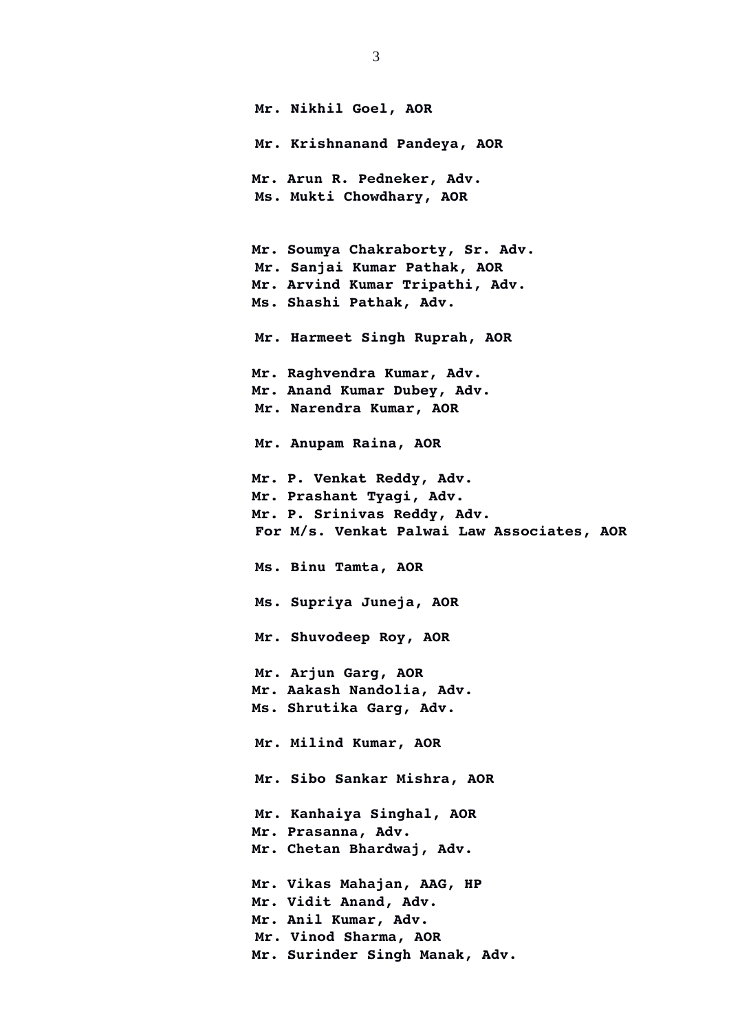**Mr. Nikhil Goel, AOR**

**Mr. Krishnanand Pandeya, AOR**

**Mr. Arun R. Pedneker, Adv.**
**Ms. Mukti Chowdhary, AOR**

**Mr. Soumya Chakraborty, Sr. Adv.**
**Mr. Sanjai Kumar Pathak, AOR**
**Mr. Arvind Kumar Tripathi, Adv.**
**Ms. Shashi Pathak, Adv.**

**Mr. Harmeet Singh Ruprah, AOR**

**Mr. Raghvendra Kumar, Adv.**
**Mr. Anand Kumar Dubey, Adv.**
**Mr. Narendra Kumar, AOR**

**Mr. Anupam Raina, AOR**

**Mr. P. Venkat Reddy, Adv.**
**Mr. Prashant Tyagi, Adv.**
**Mr. P. Srinivas Reddy, Adv.**
**For M/s. Venkat Palwai Law Associates, AOR**

**Ms. Binu Tamta, AOR**

**Ms. Supriya Juneja, AOR**

**Mr. Shuvodeep Roy, AOR**

**Mr. Arjun Garg, AOR**
**Mr. Aakash Nandolia, Adv.**
**Ms. Shrutika Garg, Adv.**

**Mr. Milind Kumar, AOR**

**Mr. Sibo Sankar Mishra, AOR**

**Mr. Kanhaiya Singhal, AOR**
**Mr. Prasanna, Adv.**
**Mr. Chetan Bhardwaj, Adv.**

**Mr. Vikas Mahajan, AAG, HP**
**Mr. Vidit Anand, Adv.**
**Mr. Anil Kumar, Adv.**
**Mr. Vinod Sharma, AOR**
**Mr. Surinder Singh Manak, Adv.**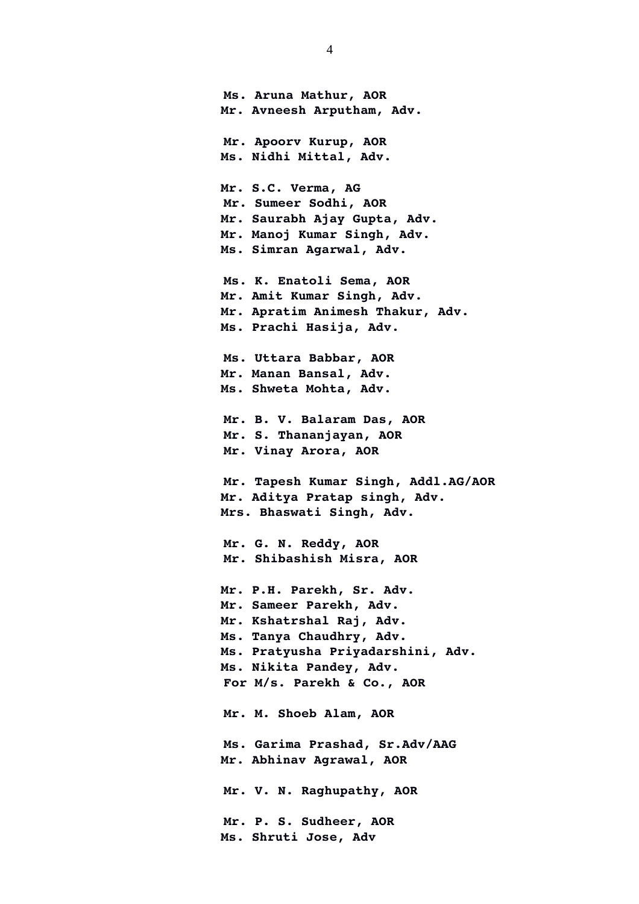**Ms. Aruna Mathur, AOR**
**Mr. Avneesh Arputham, Adv.**

**Mr. Apoorv Kurup, AOR**
**Ms. Nidhi Mittal, Adv.**

**Mr. S.C. Verma, AG**
**Mr. Sumeer Sodhi, AOR**
**Mr. Saurabh Ajay Gupta, Adv.**
**Mr. Manoj Kumar Singh, Adv.**
**Ms. Simran Agarwal, Adv.**

**Ms. K. Enatoli Sema, AOR**
**Mr. Amit Kumar Singh, Adv.**
**Mr. Apratim Animesh Thakur, Adv.**
**Ms. Prachi Hasija, Adv.**

**Ms. Uttara Babbar, AOR**
**Mr. Manan Bansal, Adv.**
**Ms. Shweta Mohta, Adv.**

**Mr. B. V. Balaram Das, AOR**
**Mr. S. Thananjayan, AOR**
**Mr. Vinay Arora, AOR**

**Mr. Tapesh Kumar Singh, Addl.AG/AOR**
**Mr. Aditya Pratap singh, Adv.**
**Mrs. Bhaswati Singh, Adv.**

**Mr. G. N. Reddy, AOR**
**Mr. Shibashish Misra, AOR**

**Mr. P.H. Parekh, Sr. Adv.**
**Mr. Sameer Parekh, Adv.**
**Mr. Kshatrshal Raj, Adv.**
**Ms. Tanya Chaudhry, Adv.**
**Ms. Pratyusha Priyadarshini, Adv.**
**Ms. Nikita Pandey, Adv.**
**For M/s. Parekh & Co., AOR**

**Mr. M. Shoeb Alam, AOR**

**Ms. Garima Prashad, Sr.Adv/AAG**
**Mr. Abhinav Agrawal, AOR**

**Mr. V. N. Raghupathy, AOR**

**Mr. P. S. Sudheer, AOR**
**Ms. Shruti Jose, Adv**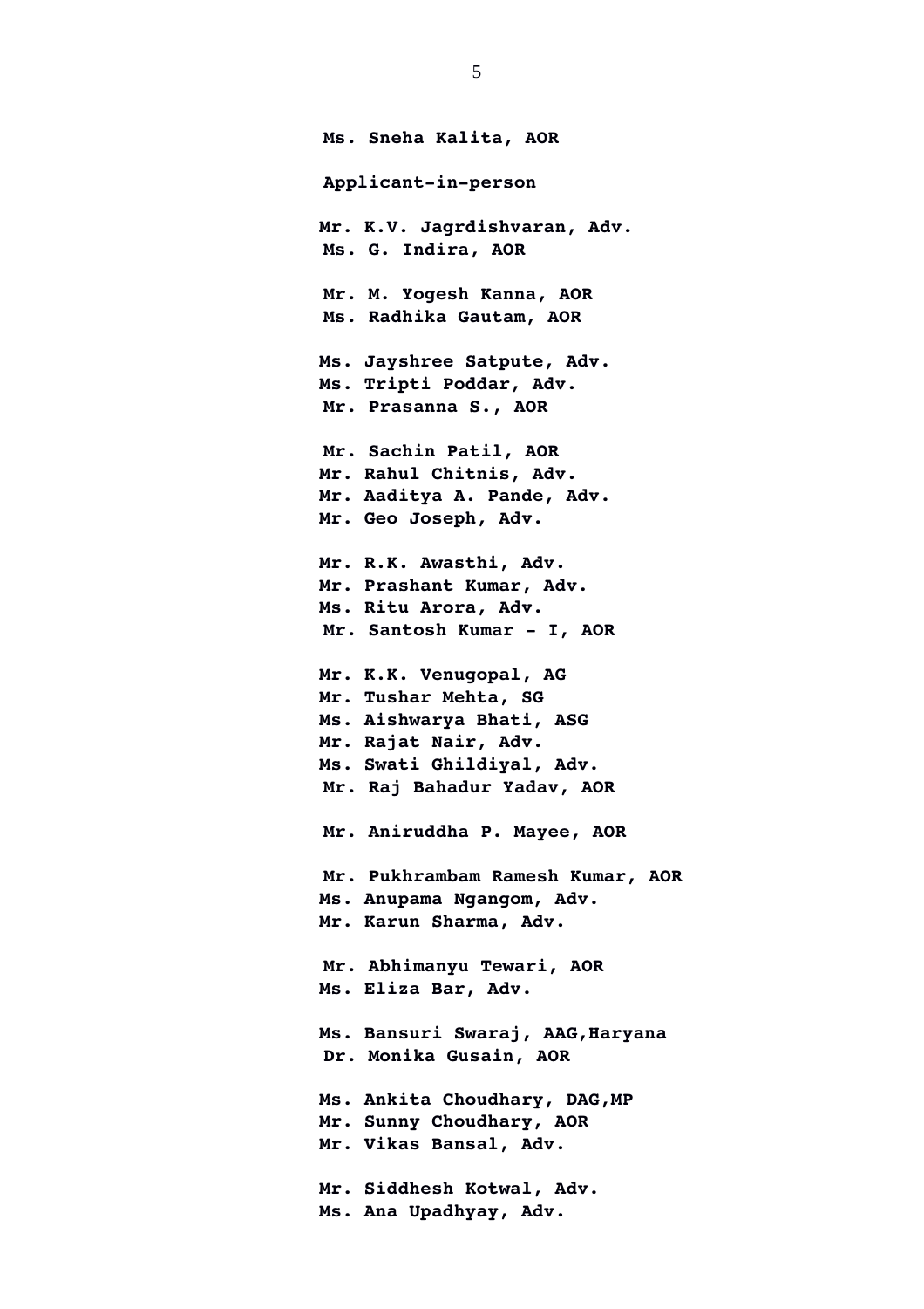**Ms. Sneha Kalita, AOR**

**Applicant-in-person**

**Mr. K.V. Jagrdishvaran, Adv.**
**Ms. G. Indira, AOR**

**Mr. M. Yogesh Kanna, AOR**
**Ms. Radhika Gautam, AOR**

**Ms. Jayshree Satpute, Adv.**
**Ms. Tripti Poddar, Adv.**
**Mr. Prasanna S., AOR**

**Mr. Sachin Patil, AOR**
**Mr. Rahul Chitnis, Adv.**
**Mr. Aaditya A. Pande, Adv.**
**Mr. Geo Joseph, Adv.**

**Mr. R.K. Awasthi, Adv.**
**Mr. Prashant Kumar, Adv.**
**Ms. Ritu Arora, Adv.**
**Mr. Santosh Kumar - I, AOR**

**Mr. K.K. Venugopal, AG**
**Mr. Tushar Mehta, SG**
**Ms. Aishwarya Bhati, ASG**
**Mr. Rajat Nair, Adv.**
**Ms. Swati Ghildiyal, Adv.**
**Mr. Raj Bahadur Yadav, AOR**

**Mr. Aniruddha P. Mayee, AOR**

**Mr. Pukhrambam Ramesh Kumar, AOR**
**Ms. Anupama Ngangom, Adv.**
**Mr. Karun Sharma, Adv.**

**Mr. Abhimanyu Tewari, AOR**
**Ms. Eliza Bar, Adv.**

**Ms. Bansuri Swaraj, AAG,Haryana**
**Dr. Monika Gusain, AOR**

**Ms. Ankita Choudhary, DAG,MP**
**Mr. Sunny Choudhary, AOR**
**Mr. Vikas Bansal, Adv.**

**Mr. Siddhesh Kotwal, Adv.**
**Ms. Ana Upadhyay, Adv.**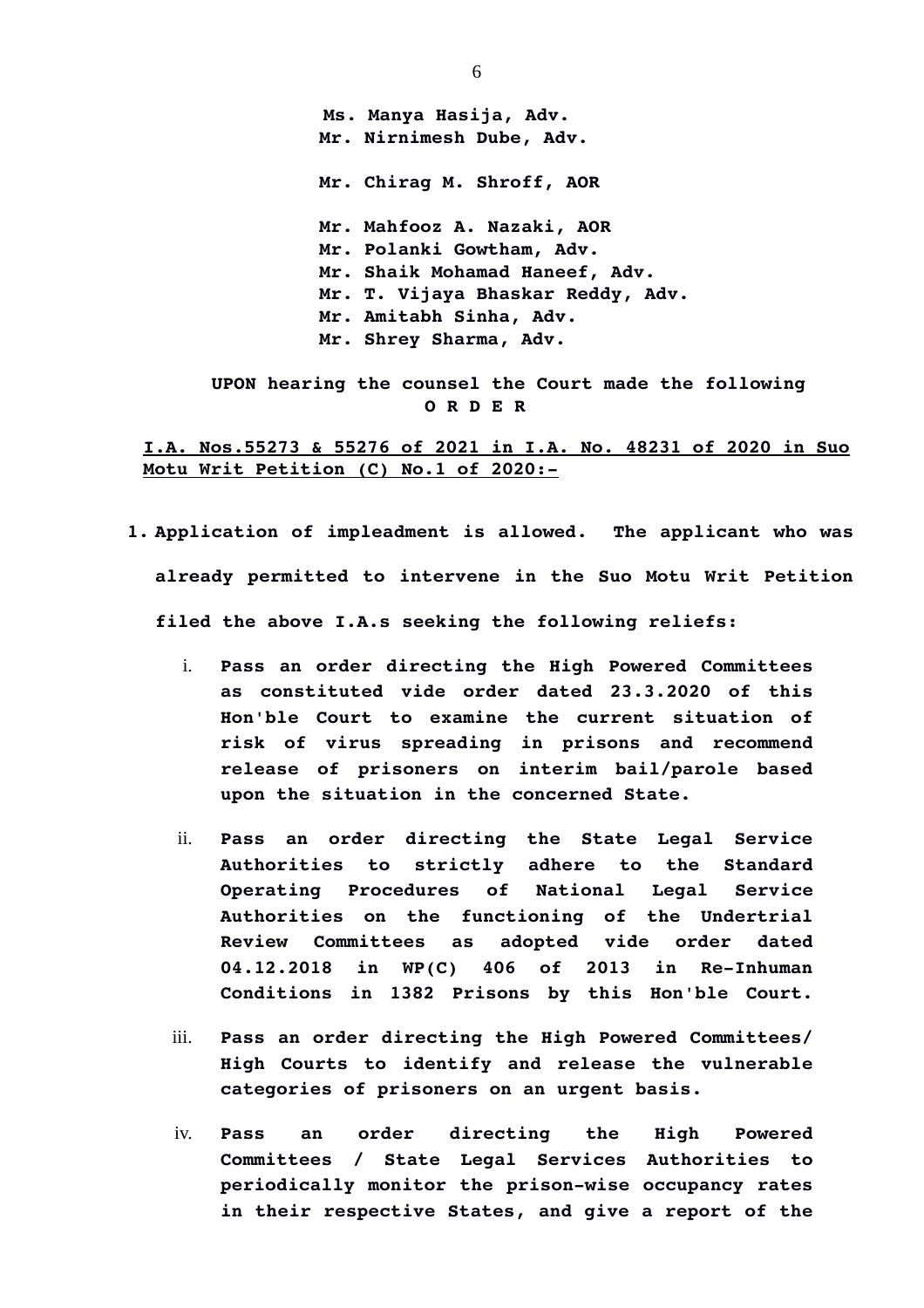**Ms. Manya Hasija, Adv.**
**Mr. Nirnimesh Dube, Adv.**

**Mr. Chirag M. Shroff, AOR**

**Mr. Mahfooz A. Nazaki, AOR**
**Mr. Polanki Gowtham, Adv.**
**Mr. Shaik Mohamad Haneef, Adv.**
**Mr. T. Vijaya Bhaskar Reddy, Adv.**
**Mr. Amitabh Sinha, Adv.**
**Mr. Shrey Sharma, Adv.**

**UPON hearing the counsel the Court made the following**
**O R D E R**

**<u>I.A. Nos.55273 & 55276 of 2021 in I.A. No. 48231 of 2020 in Suo Motu Writ Petition (C) No.1 of 2020:-</u>**

1. **Application of impleadment is allowed. The applicant who was already permitted to intervene in the Suo Motu Writ Petition filed the above I.A.s seeking the following reliefs:**

   i. **Pass an order directing the High Powered Committees as constituted vide order dated 23.3.2020 of this Hon'ble Court to examine the current situation of risk of virus spreading in prisons and recommend release of prisoners on interim bail/parole based upon the situation in the concerned State.**

   ii. **Pass an order directing the State Legal Service Authorities to strictly adhere to the Standard Operating Procedures of National Legal Service Authorities on the functioning of the Undertrial Review Committees as adopted vide order dated 04.12.2018 in WP(C) 406 of 2013 in Re-Inhuman Conditions in 1382 Prisons by this Hon'ble Court.**

   iii. **Pass an order directing the High Powered Committees/ High Courts to identify and release the vulnerable categories of prisoners on an urgent basis.**

   iv. **Pass an order directing the High Powered Committees / State Legal Services Authorities to periodically monitor the prison-wise occupancy rates in their respective States, and give a report of the**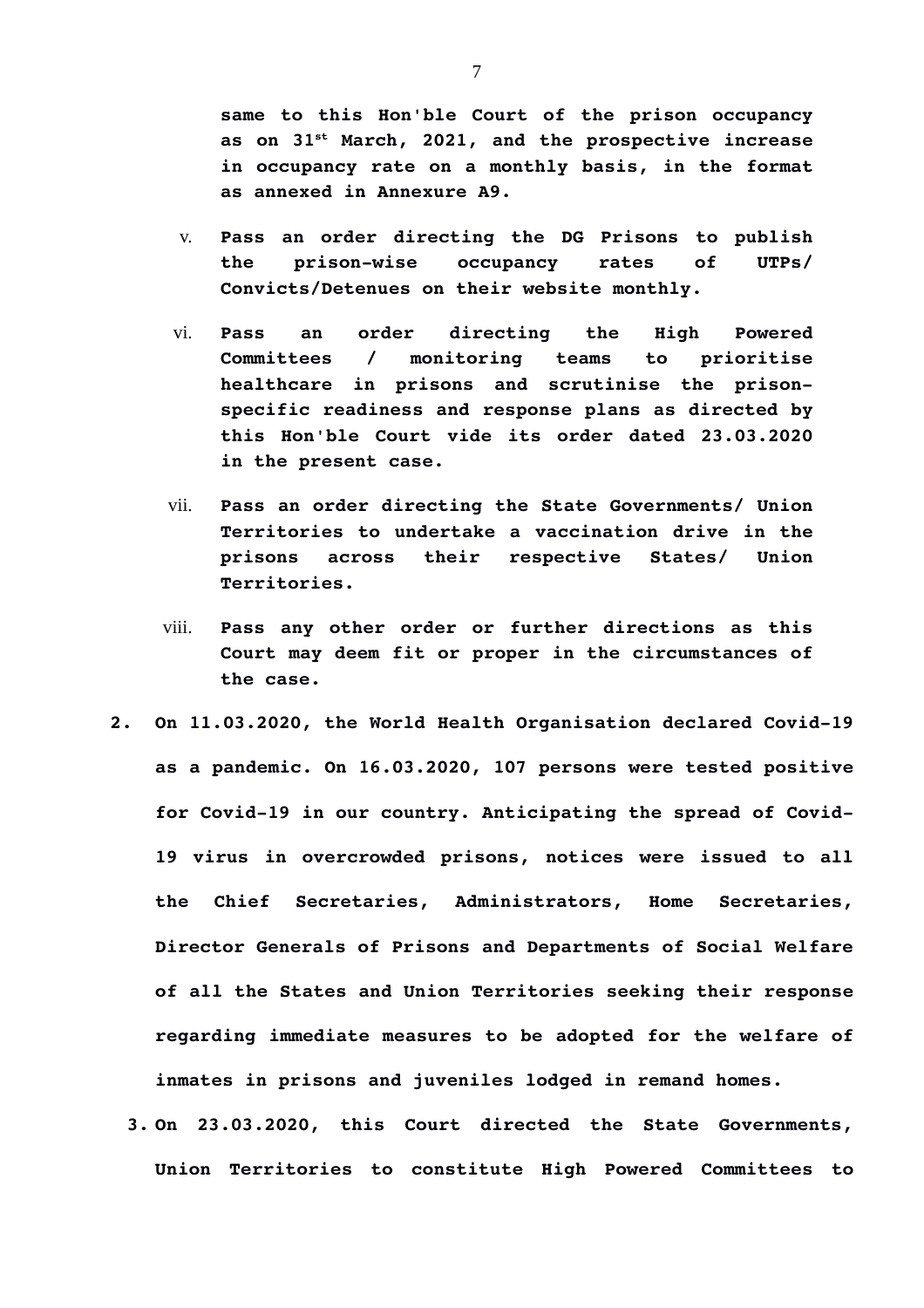**same to this Hon'ble Court of the prison occupancy as on 31st March, 2021, and the prospective increase in occupancy rate on a monthly basis, in the format as annexed in Annexure A9.**

v. **Pass an order directing the DG Prisons to publish the prison-wise occupancy rates of UTPs/ Convicts/Detenues on their website monthly.**

vi. **Pass an order directing the High Powered Committees / monitoring teams to prioritise healthcare in prisons and scrutinise the prison-specific readiness and response plans as directed by this Hon'ble Court vide its order dated 23.03.2020 in the present case.**

vii. **Pass an order directing the State Governments/ Union Territories to undertake a vaccination drive in the prisons across their respective States/ Union Territories.**

viii. **Pass any other order or further directions as this Court may deem fit or proper in the circumstances of the case.**

**2. On 11.03.2020, the World Health Organisation declared Covid-19 as a pandemic. On 16.03.2020, 107 persons were tested positive for Covid-19 in our country. Anticipating the spread of Covid-19 virus in overcrowded prisons, notices were issued to all the Chief Secretaries, Administrators, Home Secretaries, Director Generals of Prisons and Departments of Social Welfare of all the States and Union Territories seeking their response regarding immediate measures to be adopted for the welfare of inmates in prisons and juveniles lodged in remand homes.**

**3. On 23.03.2020, this Court directed the State Governments, Union Territories to constitute High Powered Committees to**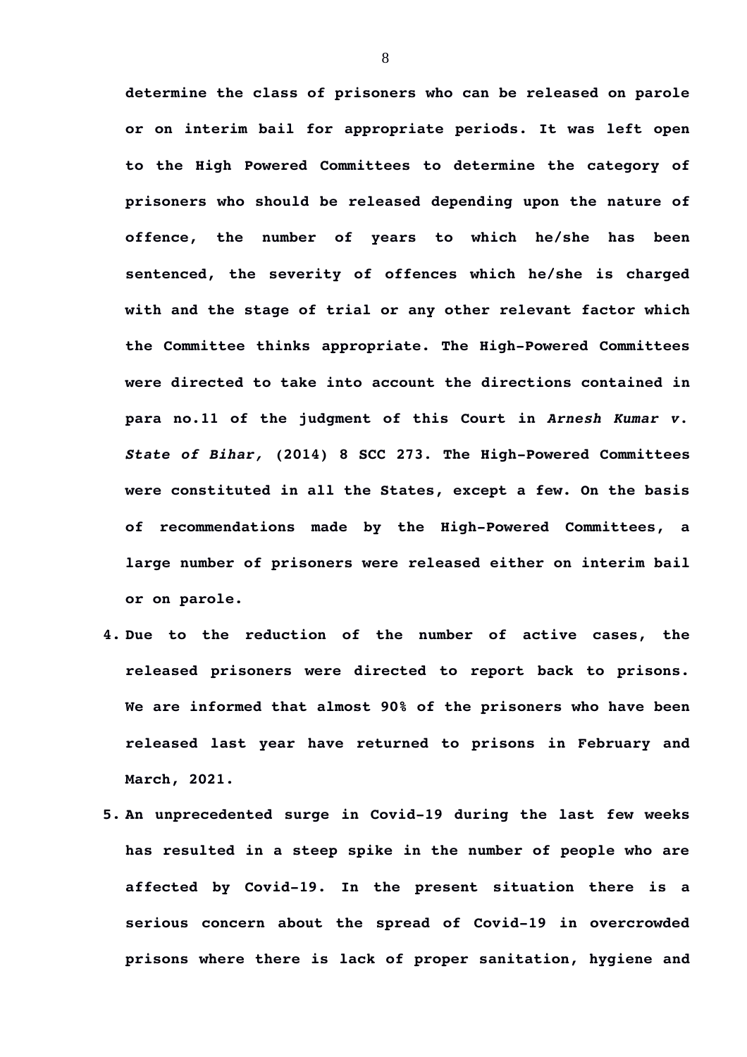**determine the class of prisoners who can be released on parole or on interim bail for appropriate periods. It was left open to the High Powered Committees to determine the category of prisoners who should be released depending upon the nature of offence, the number of years to which he/she has been sentenced, the severity of offences which he/she is charged with and the stage of trial or any other relevant factor which the Committee thinks appropriate. The High-Powered Committees were directed to take into account the directions contained in para no.11 of the judgment of this Court in *Arnesh Kumar v. State of Bihar,* (2014) 8 SCC 273. The High-Powered Committees were constituted in all the States, except a few. On the basis of recommendations made by the High-Powered Committees, a large number of prisoners were released either on interim bail or on parole.**

4. **Due to the reduction of the number of active cases, the released prisoners were directed to report back to prisons. We are informed that almost 90% of the prisoners who have been released last year have returned to prisons in February and March, 2021.**

5. **An unprecedented surge in Covid-19 during the last few weeks has resulted in a steep spike in the number of people who are affected by Covid-19. In the present situation there is a serious concern about the spread of Covid-19 in overcrowded prisons where there is lack of proper sanitation, hygiene and**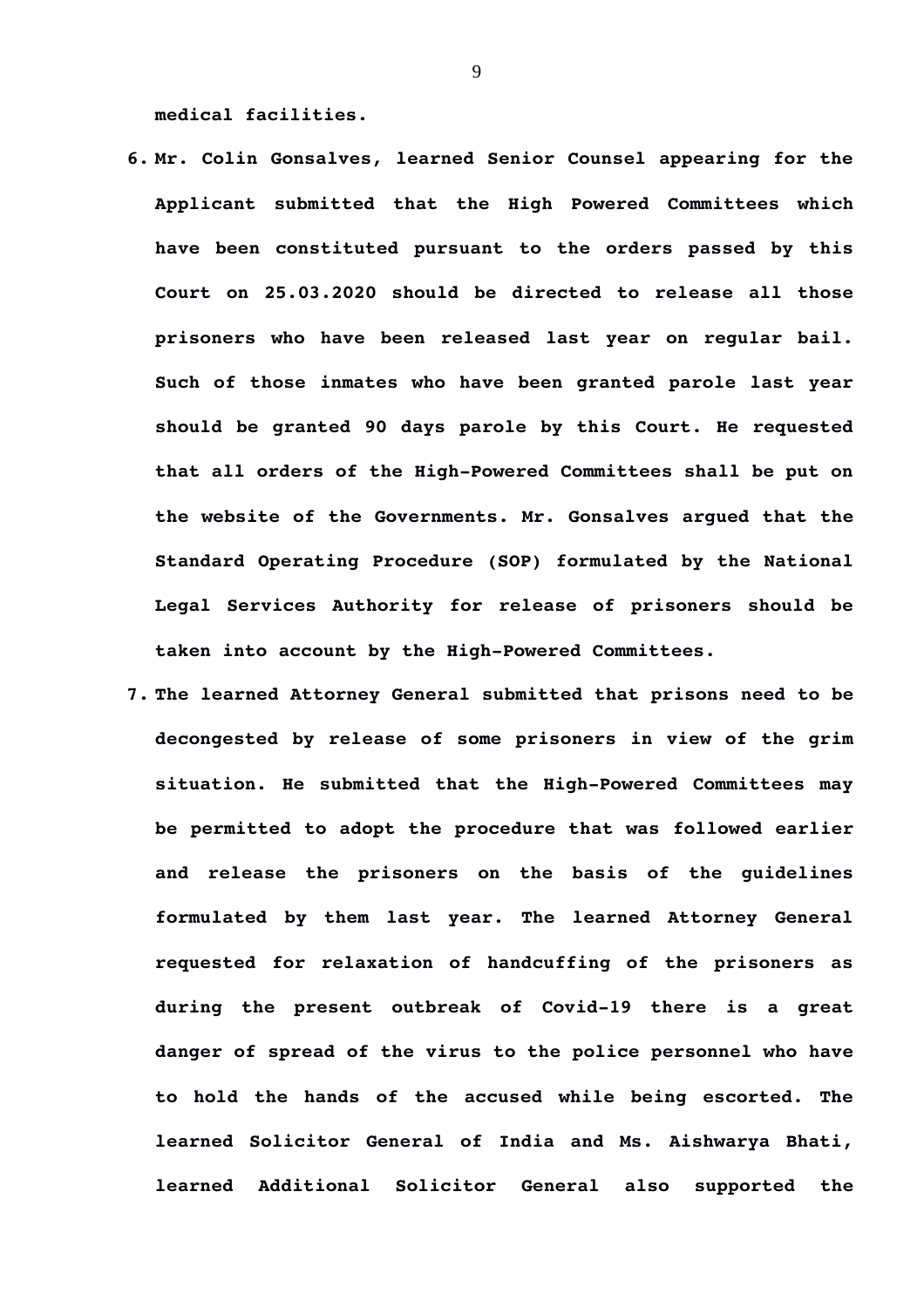**medical facilities.**

6. **Mr. Colin Gonsalves, learned Senior Counsel appearing for the Applicant submitted that the High Powered Committees which have been constituted pursuant to the orders passed by this Court on 25.03.2020 should be directed to release all those prisoners who have been released last year on regular bail. Such of those inmates who have been granted parole last year should be granted 90 days parole by this Court. He requested that all orders of the High-Powered Committees shall be put on the website of the Governments. Mr. Gonsalves argued that the Standard Operating Procedure (SOP) formulated by the National Legal Services Authority for release of prisoners should be taken into account by the High-Powered Committees.**

7. **The learned Attorney General submitted that prisons need to be decongested by release of some prisoners in view of the grim situation. He submitted that the High-Powered Committees may be permitted to adopt the procedure that was followed earlier and release the prisoners on the basis of the guidelines formulated by them last year. The learned Attorney General requested for relaxation of handcuffing of the prisoners as during the present outbreak of Covid-19 there is a great danger of spread of the virus to the police personnel who have to hold the hands of the accused while being escorted. The learned Solicitor General of India and Ms. Aishwarya Bhati, learned Additional Solicitor General also supported the**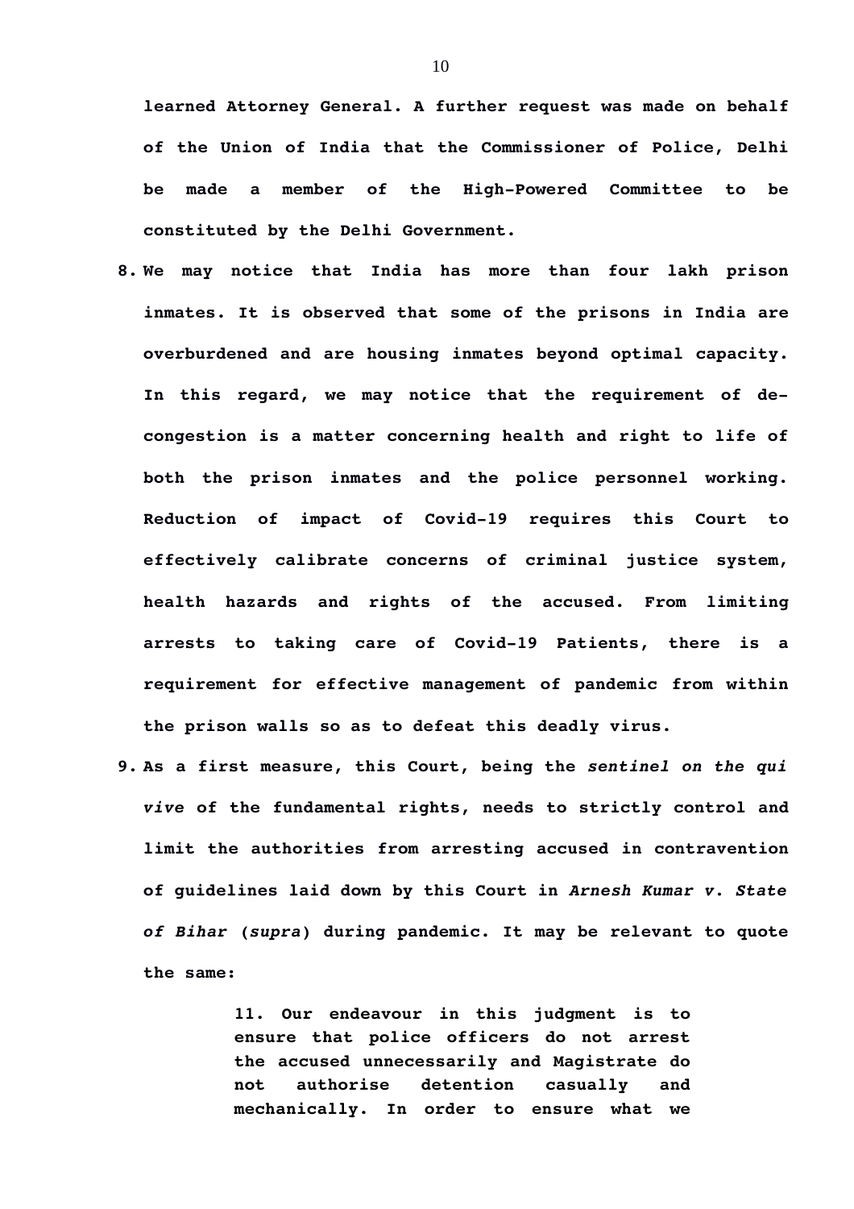**learned Attorney General. A further request was made on behalf of the Union of India that the Commissioner of Police, Delhi be made a member of the High-Powered Committee to be constituted by the Delhi Government.**

8. **We may notice that India has more than four lakh prison inmates. It is observed that some of the prisons in India are overburdened and are housing inmates beyond optimal capacity. In this regard, we may notice that the requirement of de-congestion is a matter concerning health and right to life of both the prison inmates and the police personnel working. Reduction of impact of Covid-19 requires this Court to effectively calibrate concerns of criminal justice system, health hazards and rights of the accused. From limiting arrests to taking care of Covid-19 Patients, there is a requirement for effective management of pandemic from within the prison walls so as to defeat this deadly virus.**

9. **As a first measure, this Court, being the *sentinel on the qui vive* of the fundamental rights, needs to strictly control and limit the authorities from arresting accused in contravention of guidelines laid down by this Court in *Arnesh Kumar v. State of Bihar* (*supra*) during pandemic. It may be relevant to quote the same:**

> **11. Our endeavour in this judgment is to ensure that police officers do not arrest the accused unnecessarily and Magistrate do not authorise detention casually and mechanically. In order to ensure what we**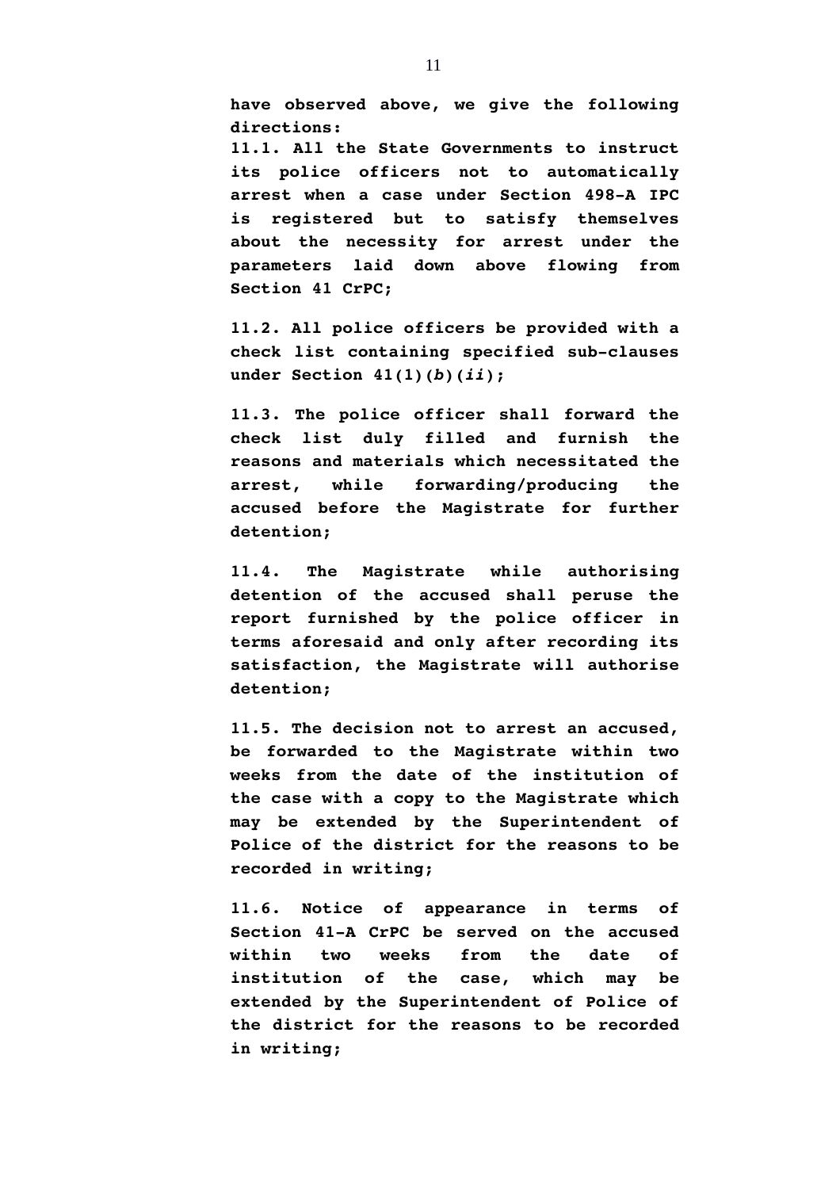**have observed above, we give the following directions:**

**11.1. All the State Governments to instruct its police officers not to automatically arrest when a case under Section 498-A IPC is registered but to satisfy themselves about the necessity for arrest under the parameters laid down above flowing from Section 41 CrPC;**

**11.2. All police officers be provided with a check list containing specified sub-clauses under Section 41(1)(*b*)(*ii*);**

**11.3. The police officer shall forward the check list duly filled and furnish the reasons and materials which necessitated the arrest, while forwarding/producing the accused before the Magistrate for further detention;**

**11.4. The Magistrate while authorising detention of the accused shall peruse the report furnished by the police officer in terms aforesaid and only after recording its satisfaction, the Magistrate will authorise detention;**

**11.5. The decision not to arrest an accused, be forwarded to the Magistrate within two weeks from the date of the institution of the case with a copy to the Magistrate which may be extended by the Superintendent of Police of the district for the reasons to be recorded in writing;**

**11.6. Notice of appearance in terms of Section 41-A CrPC be served on the accused within two weeks from the date of institution of the case, which may be extended by the Superintendent of Police of the district for the reasons to be recorded in writing;**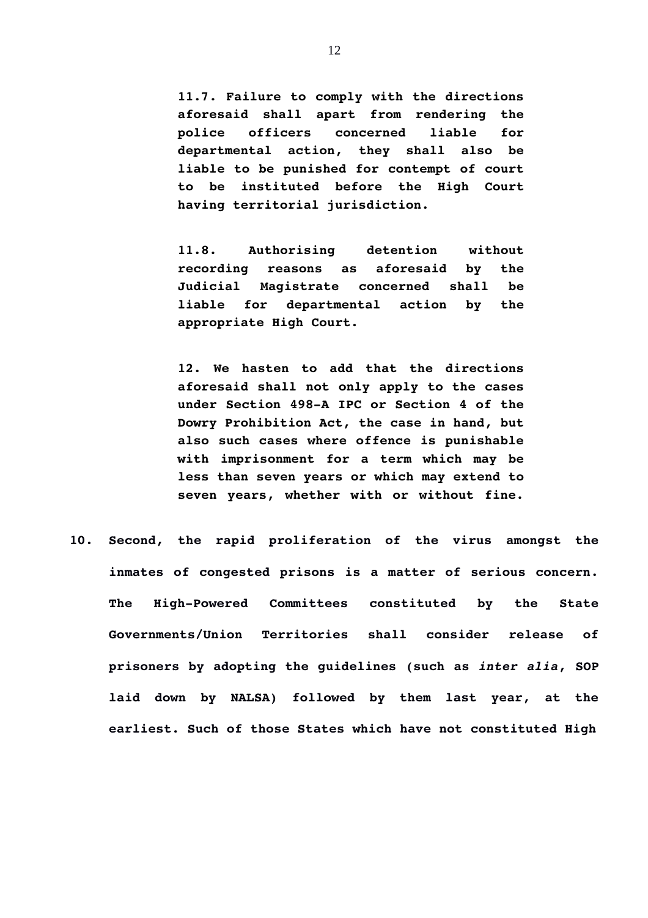> **11.7. Failure to comply with the directions aforesaid shall apart from rendering the police officers concerned liable for departmental action, they shall also be liable to be punished for contempt of court to be instituted before the High Court having territorial jurisdiction.**
>
> **11.8. Authorising detention without recording reasons as aforesaid by the Judicial Magistrate concerned shall be liable for departmental action by the appropriate High Court.**
>
> **12. We hasten to add that the directions aforesaid shall not only apply to the cases under Section 498-A IPC or Section 4 of the Dowry Prohibition Act, the case in hand, but also such cases where offence is punishable with imprisonment for a term which may be less than seven years or which may extend to seven years, whether with or without fine.**

**10. Second, the rapid proliferation of the virus amongst the inmates of congested prisons is a matter of serious concern. The High-Powered Committees constituted by the State Governments/Union Territories shall consider release of prisoners by adopting the guidelines (such as *inter alia*, SOP laid down by NALSA) followed by them last year, at the earliest. Such of those States which have not constituted High**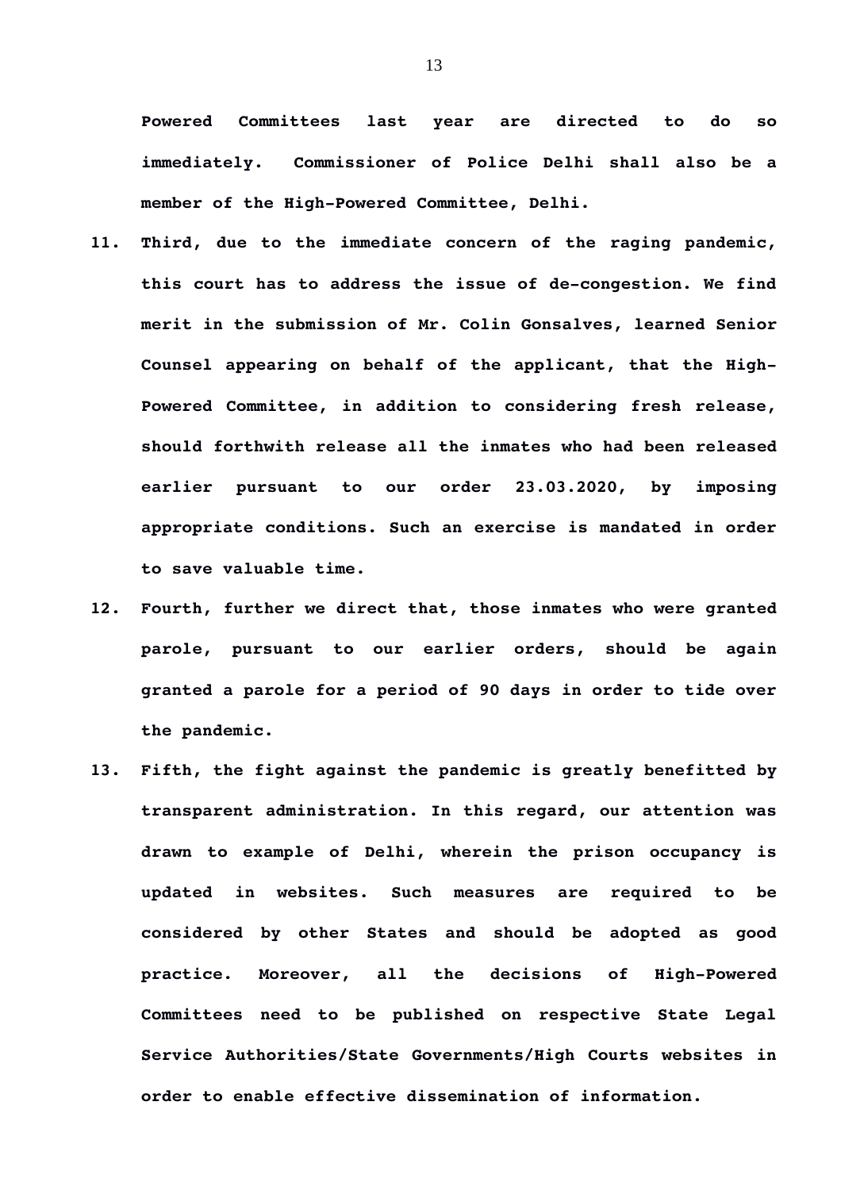**Powered Committees last year are directed to do so immediately. Commissioner of Police Delhi shall also be a member of the High-Powered Committee, Delhi.**

11. **Third, due to the immediate concern of the raging pandemic, this court has to address the issue of de-congestion. We find merit in the submission of Mr. Colin Gonsalves, learned Senior Counsel appearing on behalf of the applicant, that the High-Powered Committee, in addition to considering fresh release, should forthwith release all the inmates who had been released earlier pursuant to our order 23.03.2020, by imposing appropriate conditions. Such an exercise is mandated in order to save valuable time.**

12. **Fourth, further we direct that, those inmates who were granted parole, pursuant to our earlier orders, should be again granted a parole for a period of 90 days in order to tide over the pandemic.**

13. **Fifth, the fight against the pandemic is greatly benefitted by transparent administration. In this regard, our attention was drawn to example of Delhi, wherein the prison occupancy is updated in websites. Such measures are required to be considered by other States and should be adopted as good practice. Moreover, all the decisions of High-Powered Committees need to be published on respective State Legal Service Authorities/State Governments/High Courts websites in order to enable effective dissemination of information.**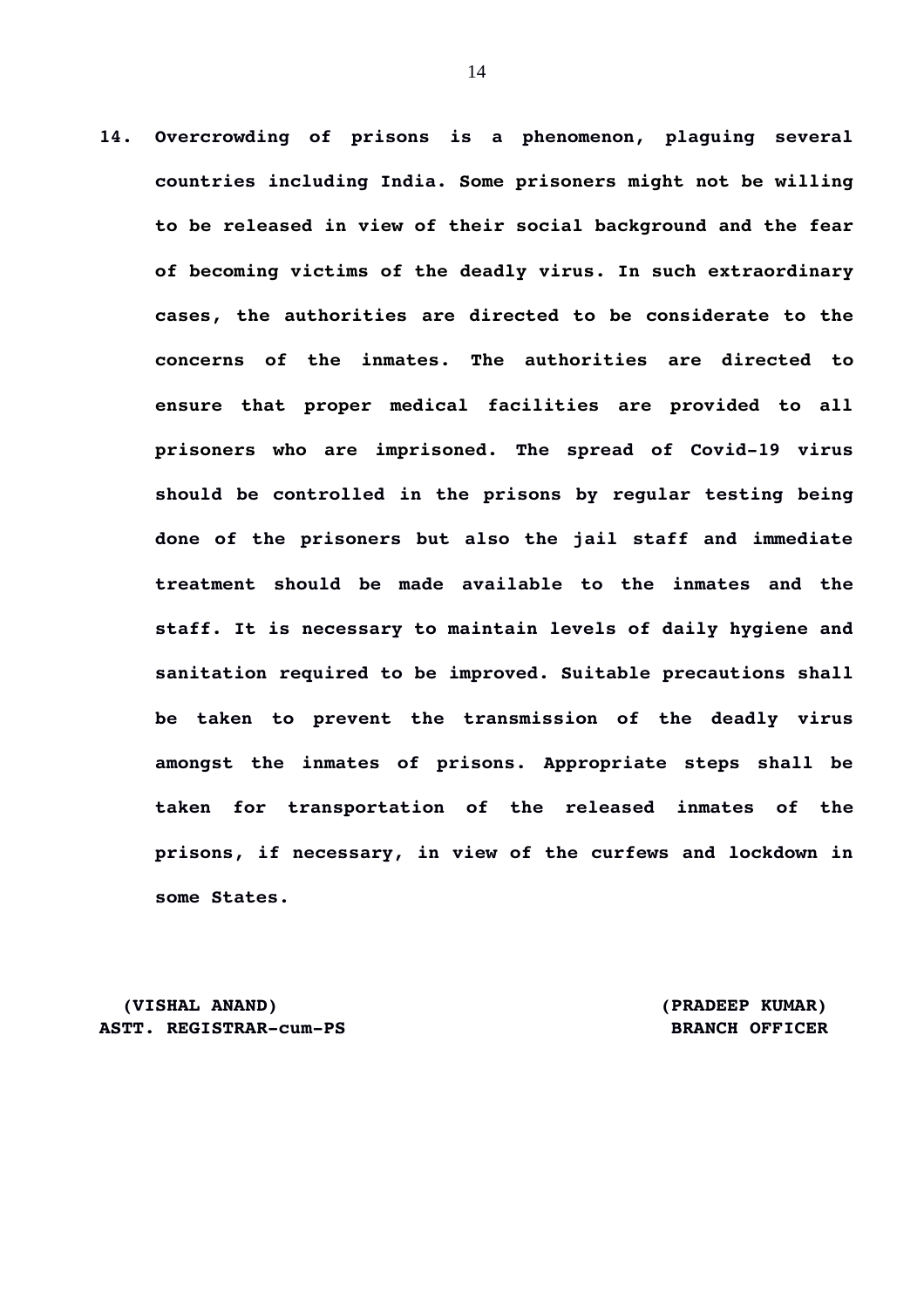**14. Overcrowding of prisons is a phenomenon, plaguing several countries including India. Some prisoners might not be willing to be released in view of their social background and the fear of becoming victims of the deadly virus. In such extraordinary cases, the authorities are directed to be considerate to the concerns of the inmates. The authorities are directed to ensure that proper medical facilities are provided to all prisoners who are imprisoned. The spread of Covid-19 virus should be controlled in the prisons by regular testing being done of the prisoners but also the jail staff and immediate treatment should be made available to the inmates and the staff. It is necessary to maintain levels of daily hygiene and sanitation required to be improved. Suitable precautions shall be taken to prevent the transmission of the deadly virus amongst the inmates of prisons. Appropriate steps shall be taken for transportation of the released inmates of the prisons, if necessary, in view of the curfews and lockdown in some States.**

**(VISHAL ANAND)**
**ASTT. REGISTRAR-cum-PS**

**(PRADEEP KUMAR)**
**BRANCH OFFICER**